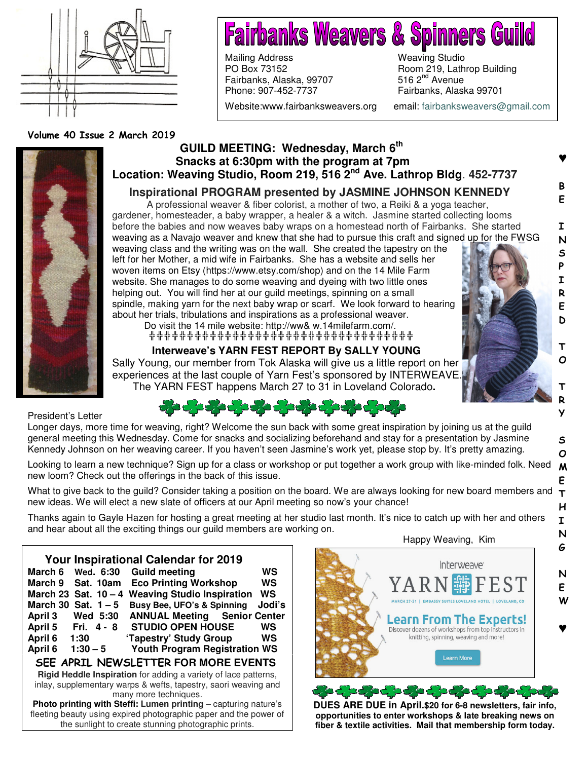# Fairbanks Weavers & Spinners Guild

Mailing Address
PO Box 73152
Fairbanks, Alaska, 99707
Phone: 907-452-7737

Weaving Studio
Room 219, Lathrop Building
516 2nd Avenue
Fairbanks, Alaska 99701

Website:www.fairbanksweavers.org email: fairbanksweavers@gmail.com

**Volume 40 Issue 2 March 2019**

## GUILD MEETING: Wednesday, March 6th
**Snacks at 6:30pm with the program at 7pm**
**Location: Weaving Studio, Room 219, 516 2nd Ave. Lathrop Bldg. 452-7737**

### Inspirational PROGRAM presented by JASMINE JOHNSON KENNEDY

A professional weaver & fiber colorist, a mother of two, a Reiki & a yoga teacher, gardener, homesteader, a baby wrapper, a healer & a witch. Jasmine started collecting looms before the babies and now weaves baby wraps on a homestead north of Fairbanks. She started weaving as a Navajo weaver and knew that she had to pursue this craft and signed up for the FWSG weaving class and the writing was on the wall. She created the tapestry on the left for her Mother, a mid wife in Fairbanks. She has a website and sells her woven items on Etsy (https://www.etsy.com/shop) and on the 14 Mile Farm website. She manages to do some weaving and dyeing with two little ones helping out. You will find her at our guild meetings, spinning on a small spindle, making yarn for the next baby wrap or scarf. We look forward to hearing about her trials, tribulations and inspirations as a professional weaver.

Do visit the 14 mile website: http://ww& w.14milefarm.com/.

### Interweave's YARN FEST REPORT By SALLY YOUNG

Sally Young, our member from Tok Alaska will give us a little report on her experiences at the last couple of Yarn Fest's sponsored by INTERWEAVE. The YARN FEST happens March 27 to 31 in Loveland Colorado**.**

♥ BE INSPIRED TO TRY SOMETHING NEW ♥

President's Letter

Longer days, more time for weaving, right? Welcome the sun back with some great inspiration by joining us at the guild general meeting this Wednesday. Come for snacks and socializing beforehand and stay for a presentation by Jasmine Kennedy Johnson on her weaving career. If you haven't seen Jasmine's work yet, please stop by. It's pretty amazing.

Looking to learn a new technique? Sign up for a class or workshop or put together a work group with like-minded folk. Need new loom? Check out the offerings in the back of this issue.

What to give back to the guild? Consider taking a position on the board. We are always looking for new board members and new ideas. We will elect a new slate of officers at our April meeting so now's your chance!

Thanks again to Gayle Hazen for hosting a great meeting at her studio last month. It's nice to catch up with her and others and hear about all the exciting things our guild members are working on.

Happy Weaving, Kim

### Your Inspirational Calendar for 2019

| Date | Day/Time | Event | Location |
|---|---|---|---|
| March 6 | Wed. 6:30 | Guild meeting | WS |
| March 9 | Sat. 10am | Eco Printing Workshop | WS |
| March 23 | Sat. 10 – 4 | Weaving Studio Inspiration | WS |
| March 30 | Sat. 1 – 5 | Busy Bee, UFO's & Spinning | Jodi's |
| April 3 | Wed 5:30 | ANNUAL Meeting | Senior Center |
| April 5 | Fri. 4 - 8 | STUDIO OPEN HOUSE | WS |
| April 6 | 1:30 | 'Tapestry' Study Group | WS |
| April 6 | 1:30 – 5 | Youth Program Registration | WS |

**SEE APRIL NEWSLETTER FOR MORE EVENTS**

**Rigid Heddle Inspiration** for adding a variety of lace patterns, inlay, supplementary warps & wefts, tapestry, saori weaving and many more techniques.

**Photo printing with Steffi: Lumen printing** – capturing nature's fleeting beauty using expired photographic paper and the power of the sunlight to create stunning photographic prints.

Interweave YARN FEST
MARCH 27-31 | EMBASSY SUITES LOVELAND HOTEL | LOVELAND, CO
**Learn From The Experts!**
Discover dozens of workshops from top instructors in knitting, spinning, weaving and more!
Learn More

**DUES ARE DUE in April.$20 for 6-8 newsletters, fair info, opportunities to enter workshops & late breaking news on fiber & textile activities. Mail that membership form today.**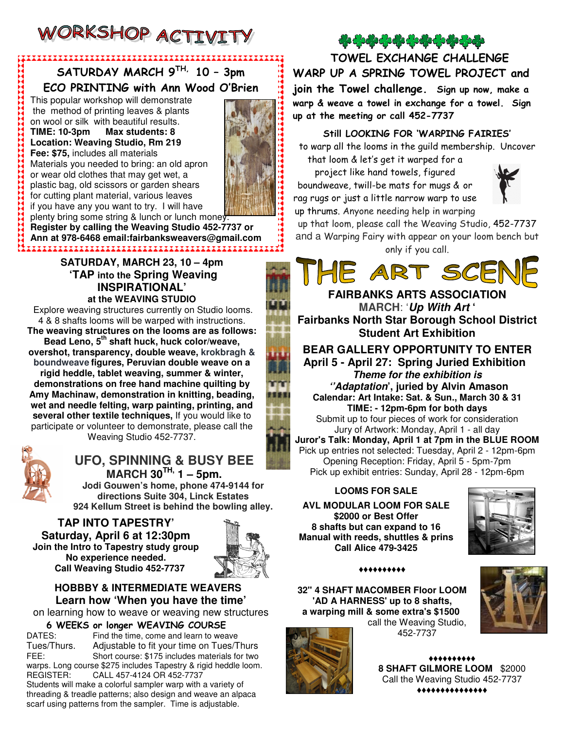# WORKSHOP ACTIVITY

## SATURDAY MARCH 9TH, 10 – 3pm

## ECO PRINTING with Ann Wood O'Brien

This popular workshop will demonstrate the method of printing leaves & plants on wool or silk with beautiful results.

**TIME: 10-3pm Max students: 8**

**Location: Weaving Studio, Rm 219**

**Fee: $75,** includes all materials

Materials you needed to bring: an old apron or wear old clothes that may get wet, a plastic bag, old scissors or garden shears for cutting plant material, various leaves if you have any you want to try. I will have plenty bring some string & lunch or lunch money.

**Register by calling the Weaving Studio 452-7737 or Ann at 978-6468 email:fairbanksweavers@gmail.com**

## SATURDAY, MARCH 23, 10 – 4pm

## 'TAP into the Spring Weaving INSPIRATIONAL'

### at the WEAVING STUDIO

Explore weaving structures currently on Studio looms. 4 & 8 shafts looms will be warped with instructions. **The weaving structures on the looms are as follows: Bead Leno, 5th shaft huck, huck color/weave, overshot, transparency, double weave, krokbragh & boundweave figures, Peruvian double weave on a rigid heddle, tablet weaving, summer & winter, demonstrations on free hand machine quilting by Amy Machinaw, demonstration in knitting, beading, wet and needle felting, warp painting, printing, and several other textile techniques,** If you would like to participate or volunteer to demonstrate, please call the Weaving Studio 452-7737.

## UFO, SPINNING & BUSY BEE

### MARCH 30TH, 1 – 5pm.

**Jodi Gouwen's home, phone 474-9144 for directions Suite 304, Linck Estates 924 Kellum Street is behind the bowling alley.**

## TAP INTO TAPESTRY'

### Saturday, April 6 at 12:30pm

**Join the Intro to Tapestry study group**

**No experience needed.**

**Call Weaving Studio 452-7737**

## HOBBBY & INTERMEDIATE WEAVERS

### Learn how 'When you have the time'

on learning how to weave or weaving new structures

**6 WEEKS or longer WEAVING COURSE**

DATES: Find the time, come and learn to weave

Tues/Thurs. Adjustable to fit your time on Tues/Thurs

FEE: Short course: $175 includes materials for two warps. Long course $275 includes Tapestry & rigid heddle loom.

REGISTER: CALL 457-4124 OR 452-7737

Students will make a colorful sampler warp with a variety of threading & treadle patterns; also design and weave an alpaca scarf using patterns from the sampler. Time is adjustable.

## TOWEL EXCHANGE CHALLENGE

**WARP UP A SPRING TOWEL PROJECT and join the Towel challenge. Sign up now, make a warp & weave a towel in exchange for a towel. Sign up at the meeting or call 452-7737**

### Still LOOKING FOR 'WARPING FAIRIES'

to warp all the looms in the guild membership. Uncover that loom & let's get it warped for a project like hand towels, figured boundweave, twill-be mats for mugs & or rag rugs or just a little narrow warp to use up thrums. Anyone needing help in warping up that loom, please call the Weaving Studio, 452-7737 and a Warping Fairy with appear on your loom bench but only if you call.

# THE ART SCENE

## FAIRBANKS ARTS ASSOCIATION

**MARCH**: '***Up With Art***'

**Fairbanks North Star Borough School District Student Art Exhibition**

## BEAR GALLERY OPPORTUNITY TO ENTER

### April 5 - April 27: Spring Juried Exhibition

***Theme for the exhibition is ''Adaptation'*, juried by Alvin Amason**

**Calendar: Art Intake: Sat. & Sun., March 30 & 31**

**TIME: - 12pm-6pm for both days**

Submit up to four pieces of work for consideration

Jury of Artwork: Monday, April 1 - all day

**Juror's Talk: Monday, April 1 at 7pm in the BLUE ROOM**

Pick up entries not selected: Tuesday, April 2 - 12pm-6pm

Opening Reception: Friday, April 5 - 5pm-7pm

Pick up exhibit entries: Sunday, April 28 - 12pm-6pm

## LOOMS FOR SALE

**AVL MODULAR LOOM FOR SALE**
**$2000 or Best Offer**
**8 shafts but can expand to 16**
**Manual with reeds, shuttles & prins**
**Call Alice 479-3425**

♦♦♦♦♦♦♦♦♦♦

**32" 4 SHAFT MACOMBER Floor LOOM 'AD A HARNESS' up to 8 shafts, a warping mill & some extra's $1500**

call the Weaving Studio, 452-7737

♦♦♦♦♦♦♦♦♦♦

**8 SHAFT GILMORE LOOM** $2000

Call the Weaving Studio 452-7737

♦♦♦♦♦♦♦♦♦♦♦♦♦♦♦